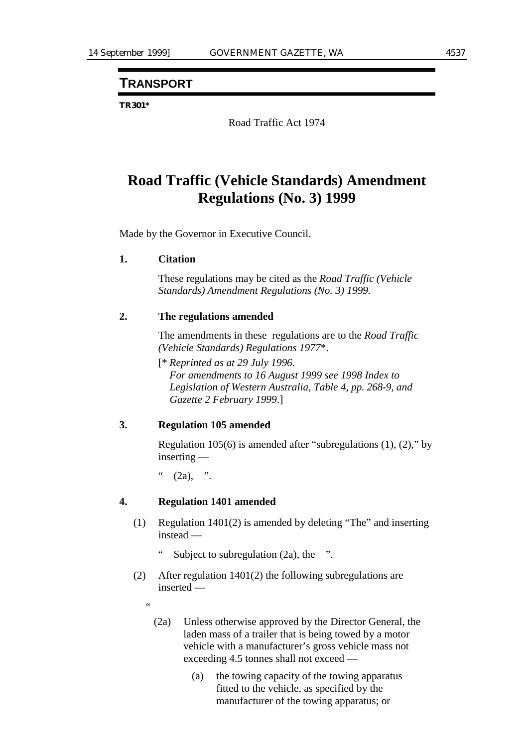## TRANSPORT

**TR301***

Road Traffic Act 1974

# Road Traffic (Vehicle Standards) Amendment Regulations (No. 3) 1999

Made by the Governor in Executive Council.

**1. Citation**

These regulations may be cited as the *Road Traffic (Vehicle Standards) Amendment Regulations (No. 3) 1999.*

**2. The regulations amended**

The amendments in these regulations are to the *Road Traffic (Vehicle Standards) Regulations 1977**.

[* *Reprinted as at 29 July 1996.*
*For amendments to 16 August 1999 see 1998 Index to Legislation of Western Australia, Table 4, pp. 268-9, and Gazette 2 February 1999*.]

**3. Regulation 105 amended**

Regulation 105(6) is amended after "subregulations (1), (2)," by inserting —

" (2a), ".

**4. Regulation 1401 amended**

(1) Regulation 1401(2) is amended by deleting "The" and inserting instead —

" Subject to subregulation (2a), the ".

(2) After regulation 1401(2) the following subregulations are inserted —

"

(2a) Unless otherwise approved by the Director General, the laden mass of a trailer that is being towed by a motor vehicle with a manufacturer's gross vehicle mass not exceeding 4.5 tonnes shall not exceed —

(a) the towing capacity of the towing apparatus fitted to the vehicle, as specified by the manufacturer of the towing apparatus; or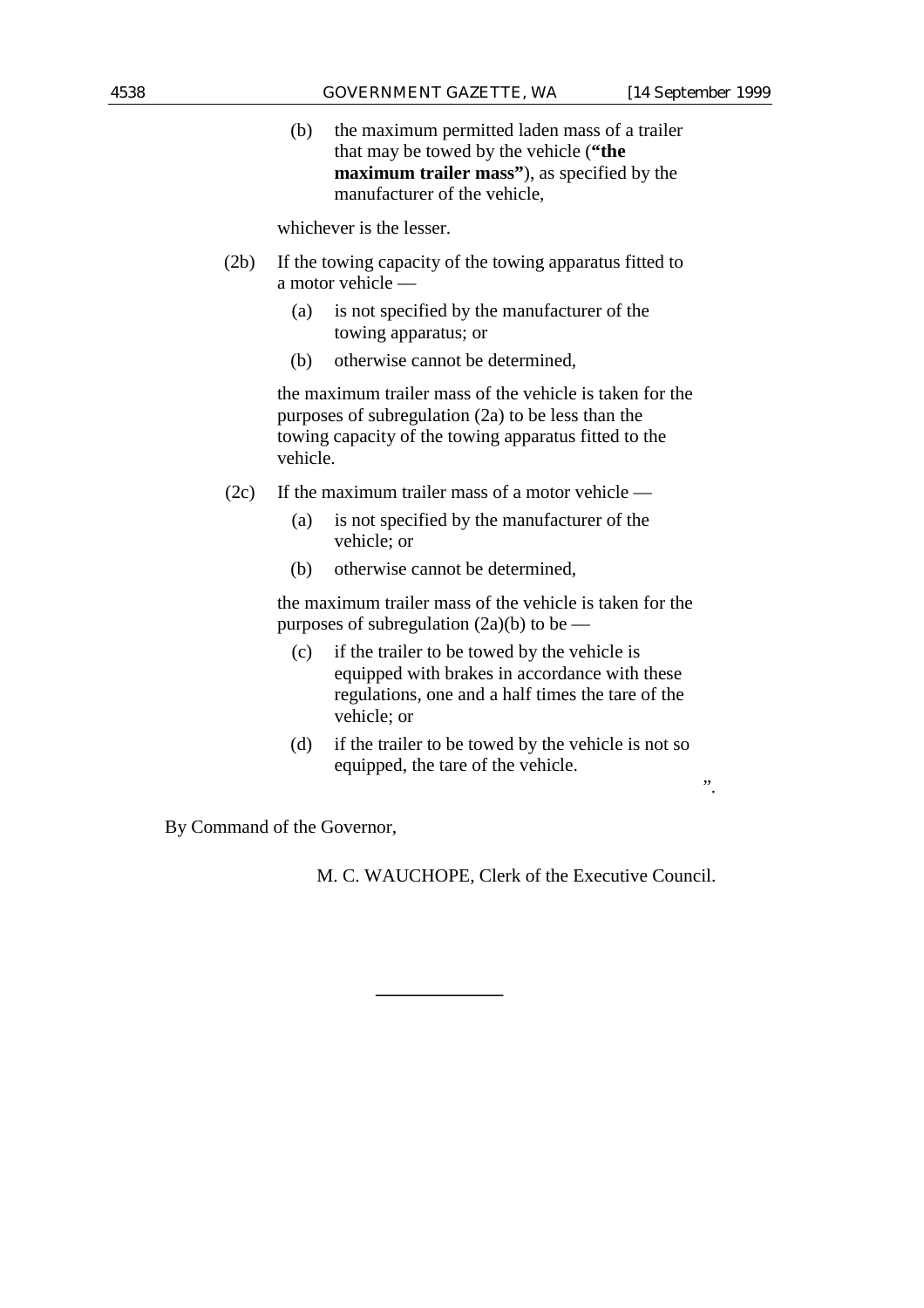(b) the maximum permitted laden mass of a trailer that may be towed by the vehicle (**"the maximum trailer mass"**), as specified by the manufacturer of the vehicle,

whichever is the lesser.

(2b) If the towing capacity of the towing apparatus fitted to a motor vehicle —

(a) is not specified by the manufacturer of the towing apparatus; or

(b) otherwise cannot be determined,

the maximum trailer mass of the vehicle is taken for the purposes of subregulation (2a) to be less than the towing capacity of the towing apparatus fitted to the vehicle.

(2c) If the maximum trailer mass of a motor vehicle —

(a) is not specified by the manufacturer of the vehicle; or

(b) otherwise cannot be determined,

the maximum trailer mass of the vehicle is taken for the purposes of subregulation (2a)(b) to be —

(c) if the trailer to be towed by the vehicle is equipped with brakes in accordance with these regulations, one and a half times the tare of the vehicle; or

(d) if the trailer to be towed by the vehicle is not so equipped, the tare of the vehicle.

".

By Command of the Governor,

M. C. WAUCHOPE, Clerk of the Executive Council.